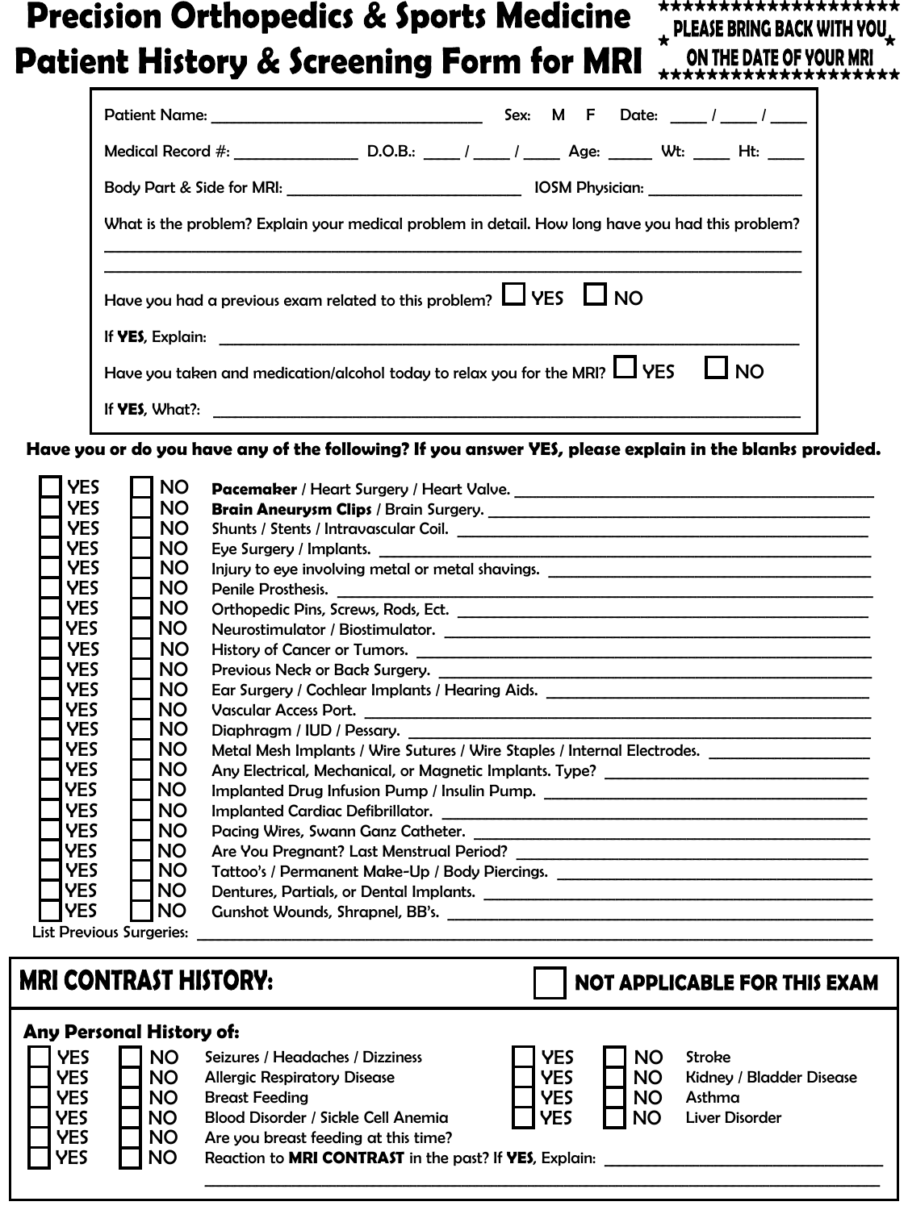# Precision Orthopedics & Sports Medicine
# Patient History & Screening Form for MRI

**PLEASE BRING BACK WITH YOU ON THE DATE OF YOUR MRI**

Patient Name: ______________________________ Sex: M F Date: ____ / ____ / ____

Medical Record #: ______________ D.O.B.: ____ / ____ / ____ Age: _____ Wt: ____ Ht: ____

Body Part & Side for MRI: __________________________ IOSM Physician: _________________

What is the problem? Explain your medical problem in detail. How long have you had this problem?

_______________________________________________________________________________

_______________________________________________________________________________

Have you had a previous exam related to this problem? ☐ YES ☐ NO

If **YES**, Explain: ___________________________________________________________

Have you taken and medication/alcohol today to relax you for the MRI? ☐ YES ☐ NO

If **YES**, What?: ____________________________________________________________

**Have you or do you have any of the following? If you answer YES, please explain in the blanks provided.**

- ☐ YES ☐ NO **Pacemaker** / Heart Surgery / Heart Valve. ______________________
- ☐ YES ☐ NO **Brain Aneurysm Clips** / Brain Surgery. ______________________
- ☐ YES ☐ NO Shunts / Stents / Intravascular Coil. ______________________
- ☐ YES ☐ NO Eye Surgery / Implants. ______________________
- ☐ YES ☐ NO Injury to eye involving metal or metal shavings. ______________________
- ☐ YES ☐ NO Penile Prosthesis. ______________________
- ☐ YES ☐ NO Orthopedic Pins, Screws, Rods, Ect. ______________________
- ☐ YES ☐ NO Neurostimulator / Biostimulator. ______________________
- ☐ YES ☐ NO History of Cancer or Tumors. ______________________
- ☐ YES ☐ NO Previous Neck or Back Surgery. ______________________
- ☐ YES ☐ NO Ear Surgery / Cochlear Implants / Hearing Aids. ______________________
- ☐ YES ☐ NO Vascular Access Port. ______________________
- ☐ YES ☐ NO Diaphragm / IUD / Pessary. ______________________
- ☐ YES ☐ NO Metal Mesh Implants / Wire Sutures / Wire Staples / Internal Electrodes. ______________________
- ☐ YES ☐ NO Any Electrical, Mechanical, or Magnetic Implants. Type? ______________________
- ☐ YES ☐ NO Implanted Drug Infusion Pump / Insulin Pump. ______________________
- ☐ YES ☐ NO Implanted Cardiac Defibrillator. ______________________
- ☐ YES ☐ NO Pacing Wires, Swann Ganz Catheter. ______________________
- ☐ YES ☐ NO Are You Pregnant? Last Menstrual Period? ______________________
- ☐ YES ☐ NO Tattoo's / Permanent Make-Up / Body Piercings. ______________________
- ☐ YES ☐ NO Dentures, Partials, or Dental Implants. ______________________
- ☐ YES ☐ NO Gunshot Wounds, Shrapnel, BB's. ______________________

List Previous Surgieries: ______________________________________________________

## MRI CONTRAST HISTORY:

☐ **NOT APPLICABLE FOR THIS EXAM**

**Any Personal History of:**

- ☐ YES ☐ NO Seizures / Headaches / Dizziness
- ☐ YES ☐ NO Allergic Respiratory Disease
- ☐ YES ☐ NO Breast Feeding
- ☐ YES ☐ NO Blood Disorder / Sickle Cell Anemia
- ☐ YES ☐ NO Stroke
- ☐ YES ☐ NO Kidney / Bladder Disease
- ☐ YES ☐ NO Asthma
- ☐ YES ☐ NO Liver Disorder
- ☐ YES ☐ NO Are you breast feeding at this time?
- ☐ YES ☐ NO Reaction to **MRI CONTRAST** in the past? If **YES**, Explain: ______________________

_______________________________________________________________________________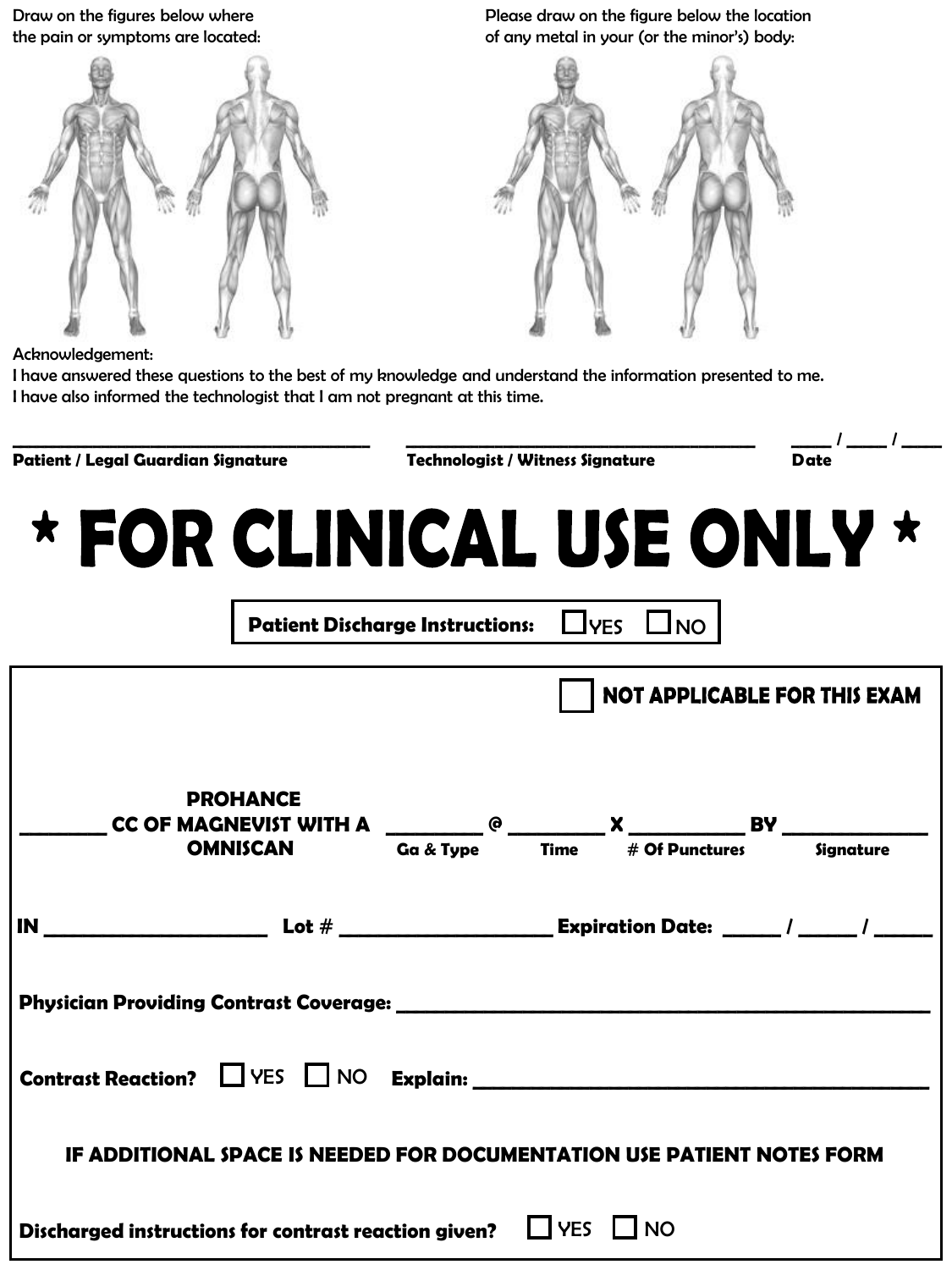Draw on the figures below where the pain or symptoms are located:

Please draw on the figure below the location of any metal in your (or the minor's) body:

Acknowledgement:
I have answered these questions to the best of my knowledge and understand the information presented to me.
I have also informed the technologist that I am not pregnant at this time.

______________________________ ______________________________ ____ / ____ / ____
**Patient / Legal Guardian Signature** **Technologist / Witness Signature** **Date**

# * FOR CLINICAL USE ONLY *

**Patient Discharge Instructions:** ☐ YES ☐ NO

☐ **NOT APPLICABLE FOR THIS EXAM**

________ **CC OF PROHANCE / MAGNEVIST / OMNISCAN WITH A** ________ @ ________ X ________ **BY** ____________
**Ga & Type** **Time** **# Of Punctures** **Signature**

**IN** ____________________ **Lot #** ____________________ **Expiration Date:** _____ / _____ / _____

**Physician Providing Contrast Coverage:** ________________________________________

**Contrast Reaction?** ☐ YES ☐ NO **Explain:** ________________________________________

**IF ADDITIONAL SPACE IS NEEDED FOR DOCUMENTATION USE PATIENT NOTES FORM**

**Discharged instructions for contrast reaction given?** ☐ YES ☐ NO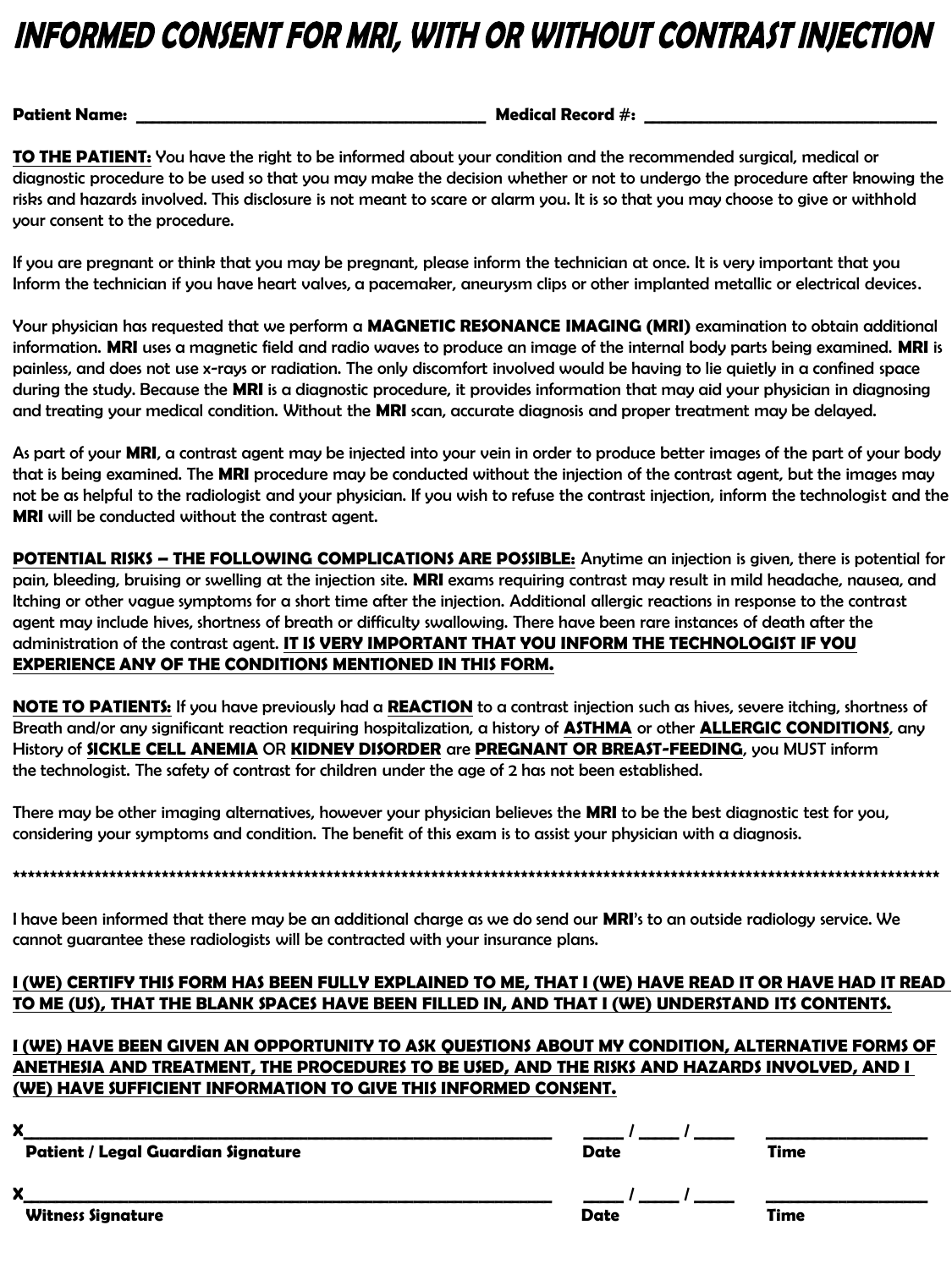# INFORMED CONSENT FOR MRI, WITH OR WITHOUT CONTRAST INJECTION

**Patient Name:** ___________________________________________ **Medical Record #:** ______________________________________

**TO THE PATIENT:** You have the right to be informed about your condition and the recommended surgical, medical or diagnostic procedure to be used so that you may make the decision whether or not to undergo the procedure after knowing the risks and hazards involved. This disclosure is not meant to scare or alarm you. It is so that you may choose to give or withhold your consent to the procedure.

If you are pregnant or think that you may be pregnant, please inform the technician at once. It is very important that you Inform the technician if you have heart valves, a pacemaker, aneurysm clips or other implanted metallic or electrical devices.

Your physician has requested that we perform a **MAGNETIC RESONANCE IMAGING (MRI)** examination to obtain additional information. **MRI** uses a magnetic field and radio waves to produce an image of the internal body parts being examined. **MRI** is painless, and does not use x-rays or radiation. The only discomfort involved would be having to lie quietly in a confined space during the study. Because the **MRI** is a diagnostic procedure, it provides information that may aid your physician in diagnosing and treating your medical condition. Without the **MRI** scan, accurate diagnosis and proper treatment may be delayed.

As part of your **MRI**, a contrast agent may be injected into your vein in order to produce better images of the part of your body that is being examined. The **MRI** procedure may be conducted without the injection of the contrast agent, but the images may not be as helpful to the radiologist and your physician. If you wish to refuse the contrast injection, inform the technologist and the **MRI** will be conducted without the contrast agent.

**POTENTIAL RISKS – THE FOLLOWING COMPLICATIONS ARE POSSIBLE:** Anytime an injection is given, there is potential for pain, bleeding, bruising or swelling at the injection site. **MRI** exams requiring contrast may result in mild headache, nausea, and Itching or other vague symptoms for a short time after the injection. Additional allergic reactions in response to the contrast agent may include hives, shortness of breath or difficulty swallowing. There have been rare instances of death after the administration of the contrast agent. **IT IS VERY IMPORTANT THAT YOU INFORM THE TECHNOLOGIST IF YOU EXPERIENCE ANY OF THE CONDITIONS MENTIONED IN THIS FORM.**

**NOTE TO PATIENTS:** If you have previously had a **REACTION** to a contrast injection such as hives, severe itching, shortness of Breath and/or any significant reaction requiring hospitalization, a history of **ASTHMA** or other **ALLERGIC CONDITIONS**, any History of **SICKLE CELL ANEMIA** OR **KIDNEY DISORDER** are **PREGNANT OR BREAST-FEEDING**, you MUST inform the technologist. The safety of contrast for children under the age of 2 has not been established.

There may be other imaging alternatives, however your physician believes the **MRI** to be the best diagnostic test for you, considering your symptoms and condition. The benefit of this exam is to assist your physician with a diagnosis.

*************************************************************************************************************************************

I have been informed that there may be an additional charge as we do send our **MRI**'s to an outside radiology service. We cannot guarantee these radiologists will be contracted with your insurance plans.

**I (WE) CERTIFY THIS FORM HAS BEEN FULLY EXPLAINED TO ME, THAT I (WE) HAVE READ IT OR HAVE HAD IT READ TO ME (US), THAT THE BLANK SPACES HAVE BEEN FILLED IN, AND THAT I (WE) UNDERSTAND ITS CONTENTS.**

**I (WE) HAVE BEEN GIVEN AN OPPORTUNITY TO ASK QUESTIONS ABOUT MY CONDITION, ALTERNATIVE FORMS OF ANETHESIA AND TREATMENT, THE PROCEDURES TO BE USED, AND THE RISKS AND HAZARDS INVOLVED, AND I (WE) HAVE SUFFICIENT INFORMATION TO GIVE THIS INFORMED CONSENT.**

X_________________________________________________ _____ / _____ / _____ ____________________
**Patient / Legal Guardian Signature** **Date** **Time**

X_________________________________________________ _____ / _____ / _____ ____________________
**Witness Signature** **Date** **Time**